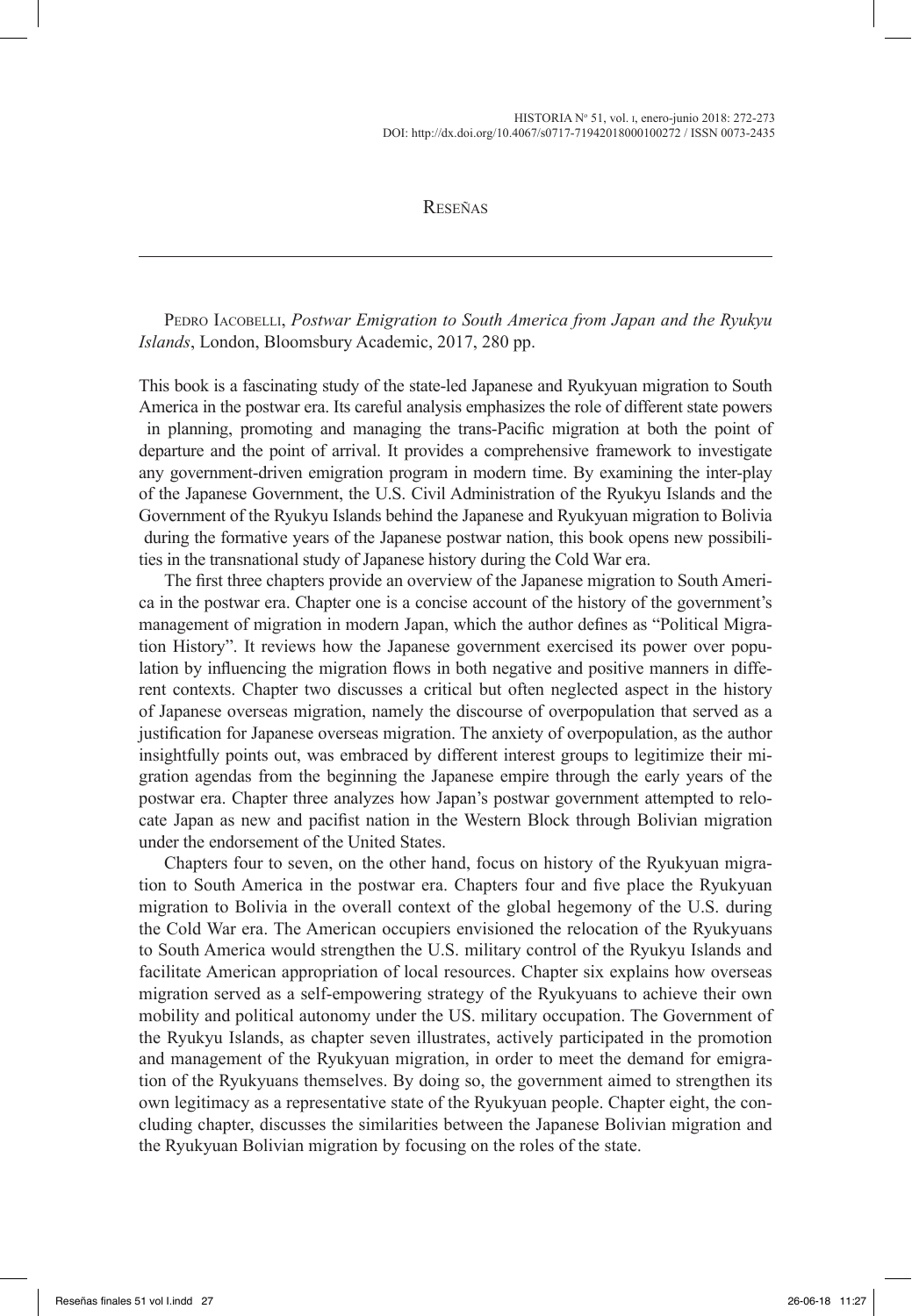# Reseñas

Pedro Iacobelli, *Postwar Emigration to South America from Japan and the Ryukyu Islands*, London, Bloomsbury Academic, 2017, 280 pp.

This book is a fascinating study of the state-led Japanese and Ryukyuan migration to South America in the postwar era. Its careful analysis emphasizes the role of different state powers in planning, promoting and managing the trans-Pacific migration at both the point of departure and the point of arrival. It provides a comprehensive framework to investigate any government-driven emigration program in modern time. By examining the inter-play of the Japanese Government, the U.S. Civil Administration of the Ryukyu Islands and the Government of the Ryukyu Islands behind the Japanese and Ryukyuan migration to Bolivia during the formative years of the Japanese postwar nation, this book opens new possibilities in the transnational study of Japanese history during the Cold War era.

The first three chapters provide an overview of the Japanese migration to South America in the postwar era. Chapter one is a concise account of the history of the government's management of migration in modern Japan, which the author defines as "Political Migration History". It reviews how the Japanese government exercised its power over population by influencing the migration flows in both negative and positive manners in different contexts. Chapter two discusses a critical but often neglected aspect in the history of Japanese overseas migration, namely the discourse of overpopulation that served as a justification for Japanese overseas migration. The anxiety of overpopulation, as the author insightfully points out, was embraced by different interest groups to legitimize their migration agendas from the beginning the Japanese empire through the early years of the postwar era. Chapter three analyzes how Japan's postwar government attempted to relocate Japan as new and pacifist nation in the Western Block through Bolivian migration under the endorsement of the United States.

Chapters four to seven, on the other hand, focus on history of the Ryukyuan migration to South America in the postwar era. Chapters four and five place the Ryukyuan migration to Bolivia in the overall context of the global hegemony of the U.S. during the Cold War era. The American occupiers envisioned the relocation of the Ryukyuans to South America would strengthen the U.S. military control of the Ryukyu Islands and facilitate American appropriation of local resources. Chapter six explains how overseas migration served as a self-empowering strategy of the Ryukyuans to achieve their own mobility and political autonomy under the US. military occupation. The Government of the Ryukyu Islands, as chapter seven illustrates, actively participated in the promotion and management of the Ryukyuan migration, in order to meet the demand for emigration of the Ryukyuans themselves. By doing so, the government aimed to strengthen its own legitimacy as a representative state of the Ryukyuan people. Chapter eight, the concluding chapter, discusses the similarities between the Japanese Bolivian migration and the Ryukyuan Bolivian migration by focusing on the roles of the state.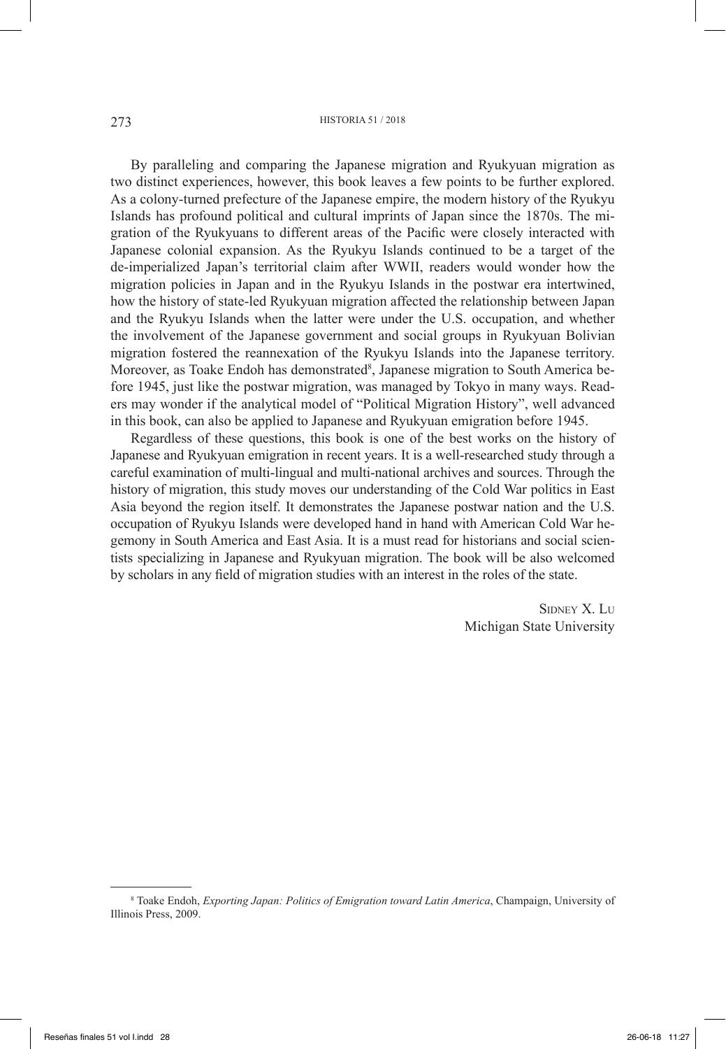By paralleling and comparing the Japanese migration and Ryukyuan migration as two distinct experiences, however, this book leaves a few points to be further explored. As a colony-turned prefecture of the Japanese empire, the modern history of the Ryukyu Islands has profound political and cultural imprints of Japan since the 1870s. The migration of the Ryukyuans to different areas of the Pacific were closely interacted with Japanese colonial expansion. As the Ryukyu Islands continued to be a target of the de-imperialized Japan's territorial claim after WWII, readers would wonder how the migration policies in Japan and in the Ryukyu Islands in the postwar era intertwined, how the history of state-led Ryukyuan migration affected the relationship between Japan and the Ryukyu Islands when the latter were under the U.S. occupation, and whether the involvement of the Japanese government and social groups in Ryukyuan Bolivian migration fostered the reannexation of the Ryukyu Islands into the Japanese territory. Moreover, as Toake Endoh has demonstrated[8], Japanese migration to South America before 1945, just like the postwar migration, was managed by Tokyo in many ways. Readers may wonder if the analytical model of "Political Migration History", well advanced in this book, can also be applied to Japanese and Ryukyuan emigration before 1945.

Regardless of these questions, this book is one of the best works on the history of Japanese and Ryukyuan emigration in recent years. It is a well-researched study through a careful examination of multi-lingual and multi-national archives and sources. Through the history of migration, this study moves our understanding of the Cold War politics in East Asia beyond the region itself. It demonstrates the Japanese postwar nation and the U.S. occupation of Ryukyu Islands were developed hand in hand with American Cold War hegemony in South America and East Asia. It is a must read for historians and social scientists specializing in Japanese and Ryukyuan migration. The book will be also welcomed by scholars in any field of migration studies with an interest in the roles of the state.

Sidney X. Lu
Michigan State University

[8] Toake Endoh, *Exporting Japan: Politics of Emigration toward Latin America*, Champaign, University of Illinois Press, 2009.